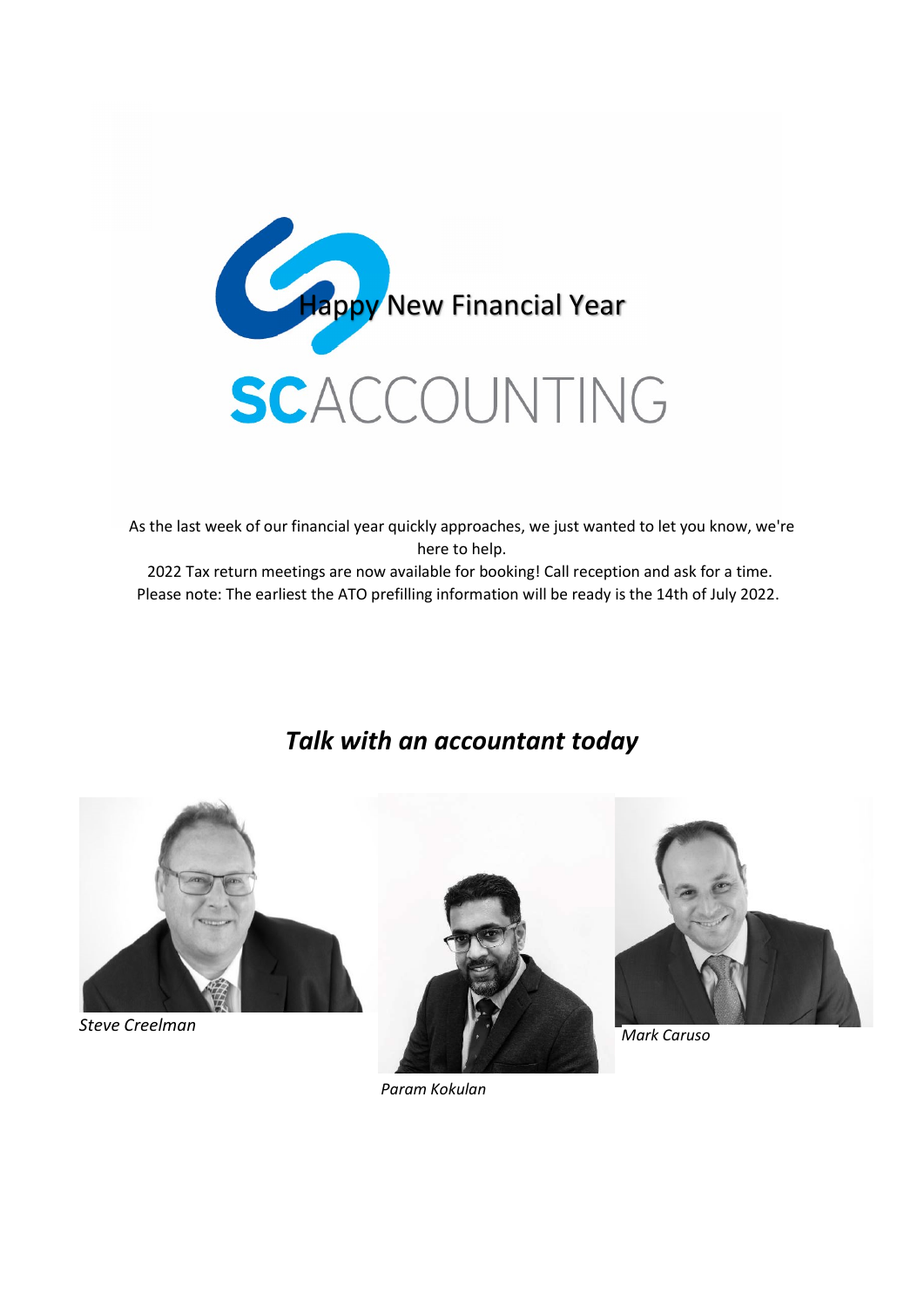Happy New Financial Year

SCACCOUNTING

As the last week of our financial year quickly approaches, we just wanted to let you know, we're here to help.

2022 Tax return meetings are now available for booking! Call reception and ask for a time.

Please note: The earliest the ATO prefilling information will be ready is the 14th of July 2022.

## *Talk with an accountant today*

*Steve Creelman*

*Param Kokulan*

*Mark Caruso*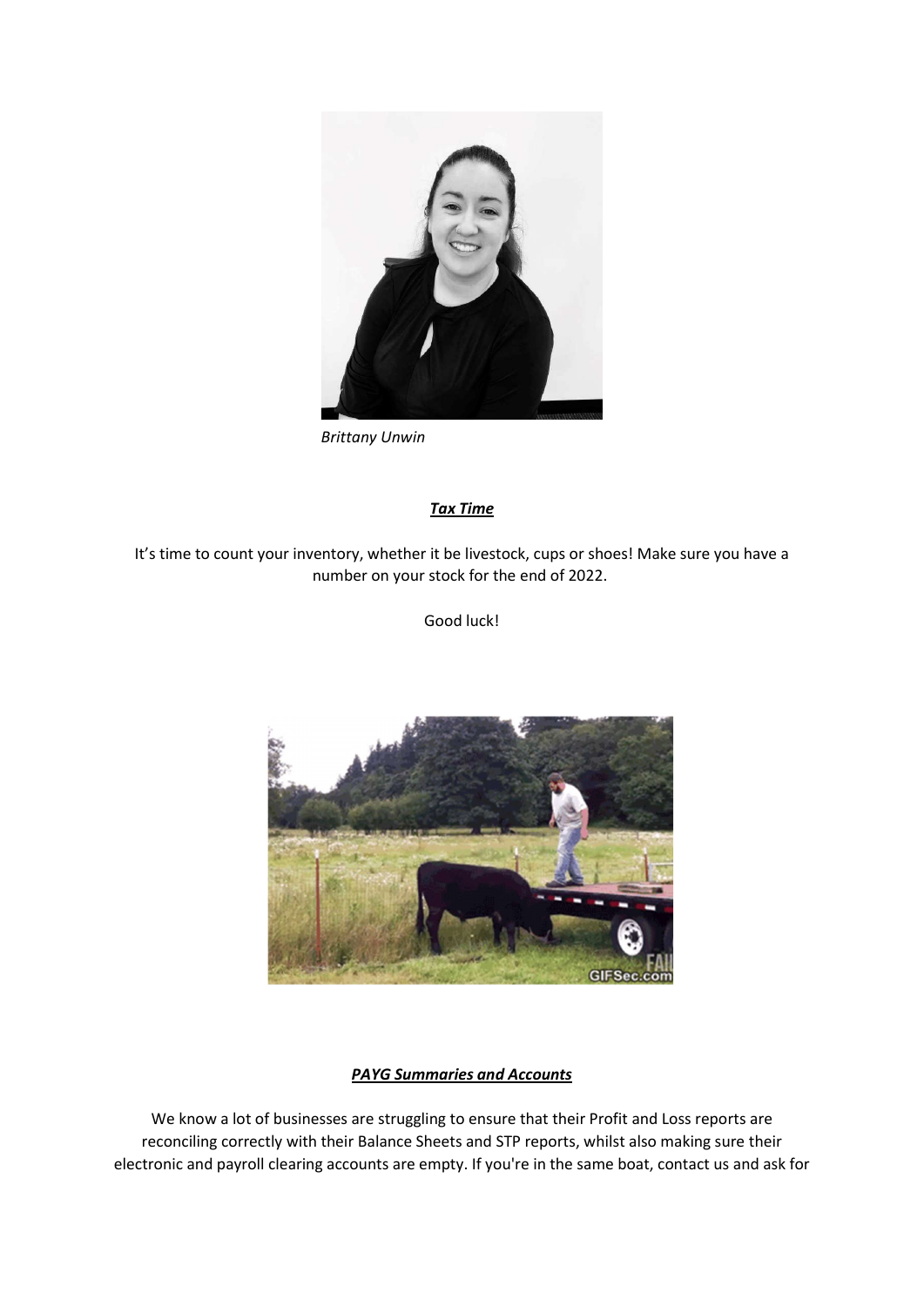*Brittany Unwin*

***Tax Time***

It's time to count your inventory, whether it be livestock, cups or shoes! Make sure you have a number on your stock for the end of 2022.

Good luck!

***PAYG Summaries and Accounts***

We know a lot of businesses are struggling to ensure that their Profit and Loss reports are reconciling correctly with their Balance Sheets and STP reports, whilst also making sure their electronic and payroll clearing accounts are empty. If you're in the same boat, contact us and ask for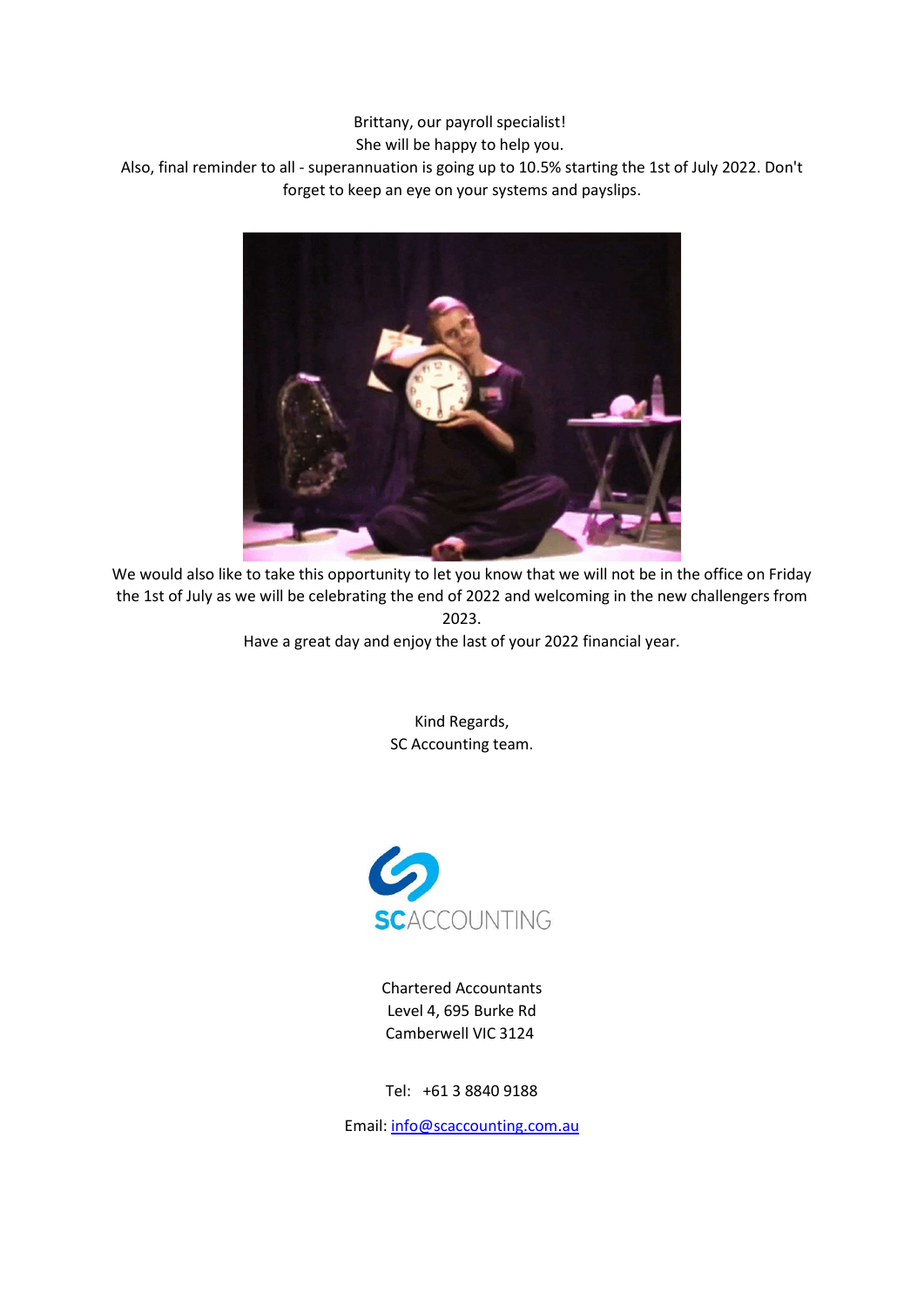Brittany, our payroll specialist!

She will be happy to help you.

Also, final reminder to all - superannuation is going up to 10.5% starting the 1st of July 2022. Don't forget to keep an eye on your systems and payslips.

We would also like to take this opportunity to let you know that we will not be in the office on Friday the 1st of July as we will be celebrating the end of 2022 and welcoming in the new challengers from 2023.

Have a great day and enjoy the last of your 2022 financial year.

Kind Regards,

SC Accounting team.

SCACCOUNTING

Chartered Accountants

Level 4, 695 Burke Rd

Camberwell VIC 3124

Tel: +61 3 8840 9188

Email: info@scaccounting.com.au